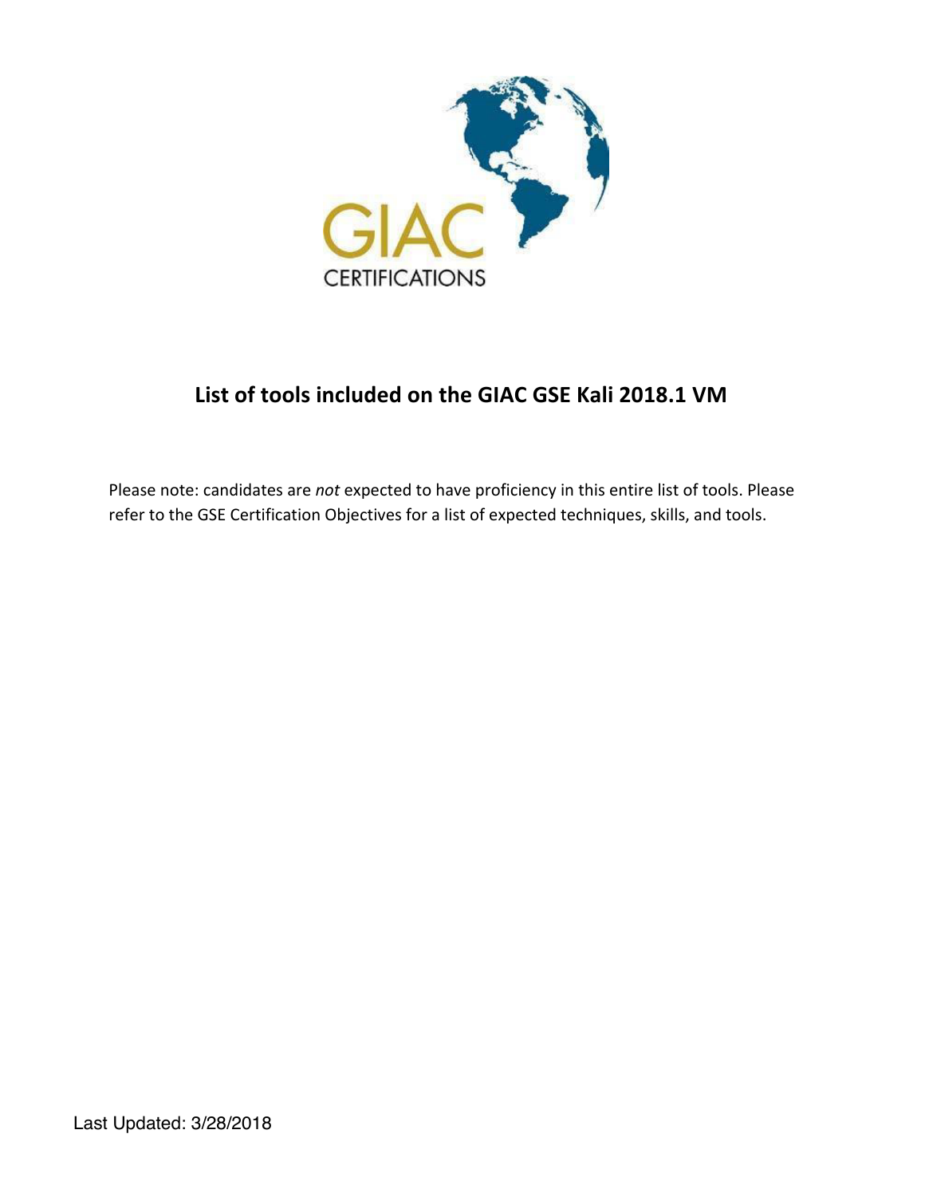GIAC

CERTIFICATIONS

# List of tools included on the GIAC GSE Kali 2018.1 VM

Please note: candidates are *not* expected to have proficiency in this entire list of tools. Please refer to the GSE Certification Objectives for a list of expected techniques, skills, and tools.

Last Updated: 3/28/2018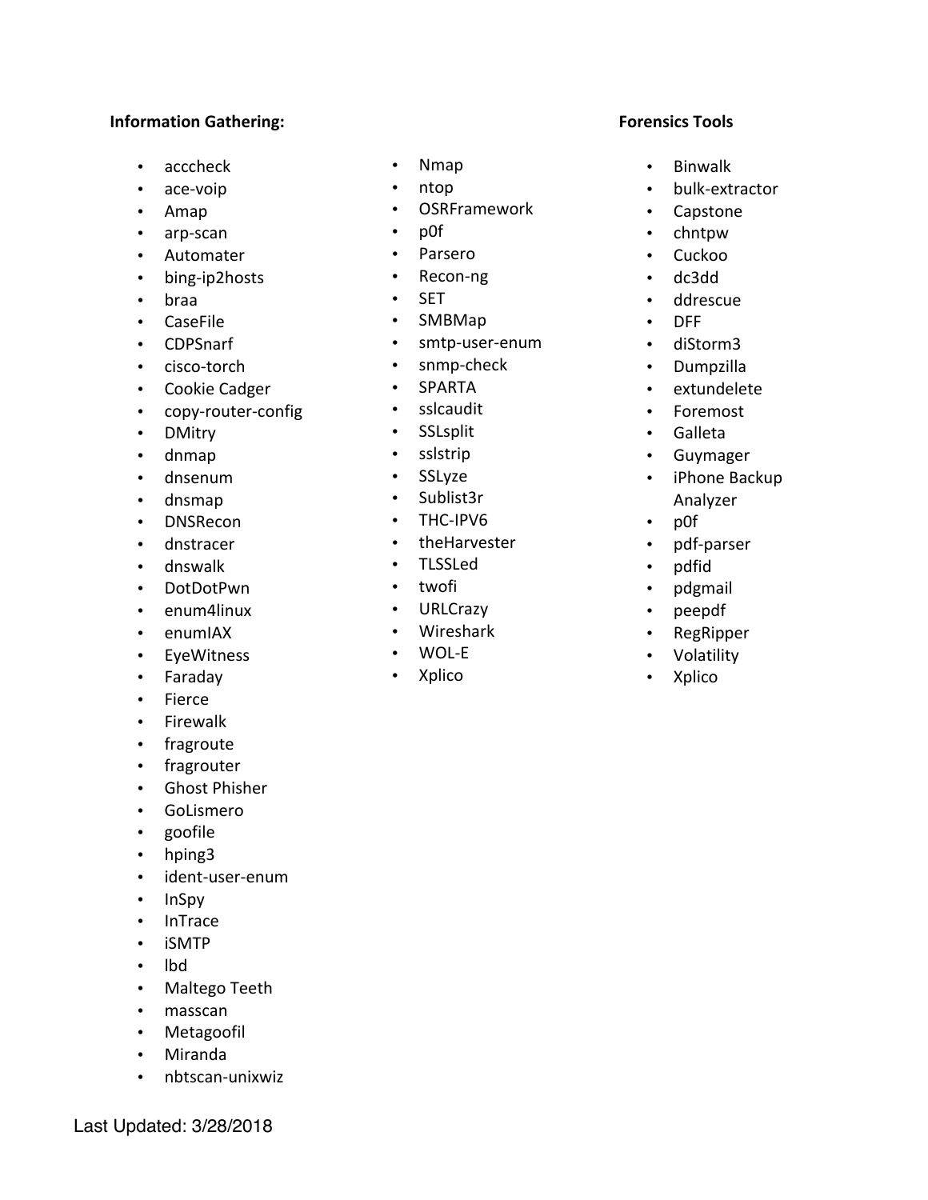**Information Gathering:**

- acccheck
- ace-voip
- Amap
- arp-scan
- Automater
- bing-ip2hosts
- braa
- CaseFile
- CDPSnarf
- cisco-torch
- Cookie Cadger
- copy-router-config
- DMitry
- dnmap
- dnsenum
- dnsmap
- DNSRecon
- dnstracer
- dnswalk
- DotDotPwn
- enum4linux
- enumIAX
- EyeWitness
- Faraday
- Fierce
- Firewalk
- fragroute
- fragrouter
- Ghost Phisher
- GoLismero
- goofile
- hping3
- ident-user-enum
- InSpy
- InTrace
- iSMTP
- lbd
- Maltego Teeth
- masscan
- Metagoofil
- Miranda
- nbtscan-unixwiz
- Nmap
- ntop
- OSRFramework
- p0f
- Parsero
- Recon-ng
- SET
- SMBMap
- smtp-user-enum
- snmp-check
- SPARTA
- sslcaudit
- SSLsplit
- sslstrip
- SSLyze
- Sublist3r
- THC-IPV6
- theHarvester
- TLSSLed
- twofi
- URLCrazy
- Wireshark
- WOL-E
- Xplico

**Forensics Tools**

- Binwalk
- bulk-extractor
- Capstone
- chntpw
- Cuckoo
- dc3dd
- ddrescue
- DFF
- diStorm3
- Dumpzilla
- extundelete
- Foremost
- Galleta
- Guymager
- iPhone Backup Analyzer
- p0f
- pdf-parser
- pdfid
- pdgmail
- peepdf
- RegRipper
- Volatility
- Xplico

Last Updated: 3/28/2018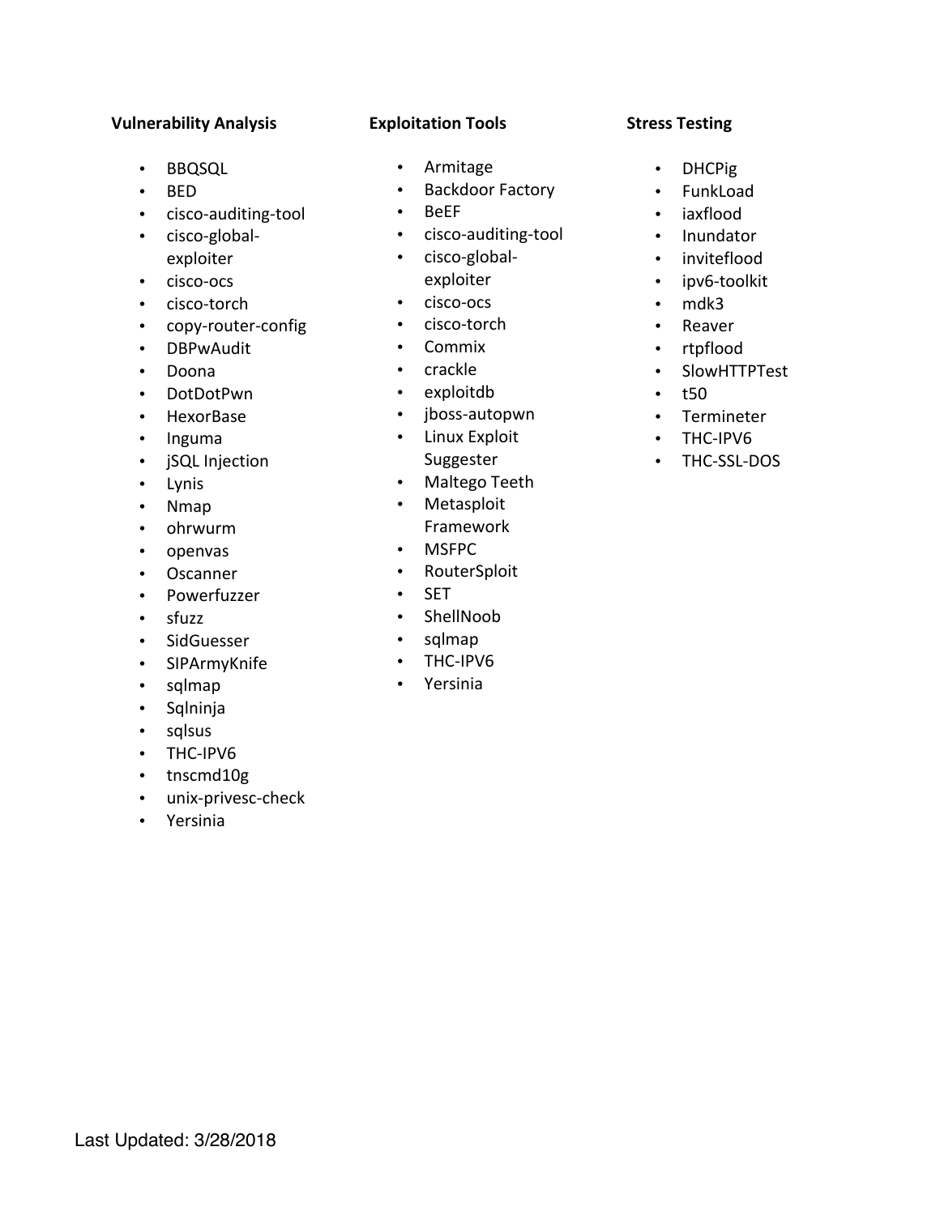**Vulnerability Analysis**

- BBQSQL
- BED
- cisco-auditing-tool
- cisco-global-exploiter
- cisco-ocs
- cisco-torch
- copy-router-config
- DBPwAudit
- Doona
- DotDotPwn
- HexorBase
- Inguma
- jSQL Injection
- Lynis
- Nmap
- ohrwurm
- openvas
- Oscanner
- Powerfuzzer
- sfuzz
- SidGuesser
- SIPArmyKnife
- sqlmap
- Sqlninja
- sqlsus
- THC-IPV6
- tnscmd10g
- unix-privesc-check
- Yersinia

**Exploitation Tools**

- Armitage
- Backdoor Factory
- BeEF
- cisco-auditing-tool
- cisco-global-exploiter
- cisco-ocs
- cisco-torch
- Commix
- crackle
- exploitdb
- jboss-autopwn
- Linux Exploit Suggester
- Maltego Teeth
- Metasploit Framework
- MSFPC
- RouterSploit
- SET
- ShellNoob
- sqlmap
- THC-IPV6
- Yersinia

**Stress Testing**

- DHCPig
- FunkLoad
- iaxflood
- Inundator
- inviteflood
- ipv6-toolkit
- mdk3
- Reaver
- rtpflood
- SlowHTTPTest
- t50
- Termineter
- THC-IPV6
- THC-SSL-DOS

Last Updated: 3/28/2018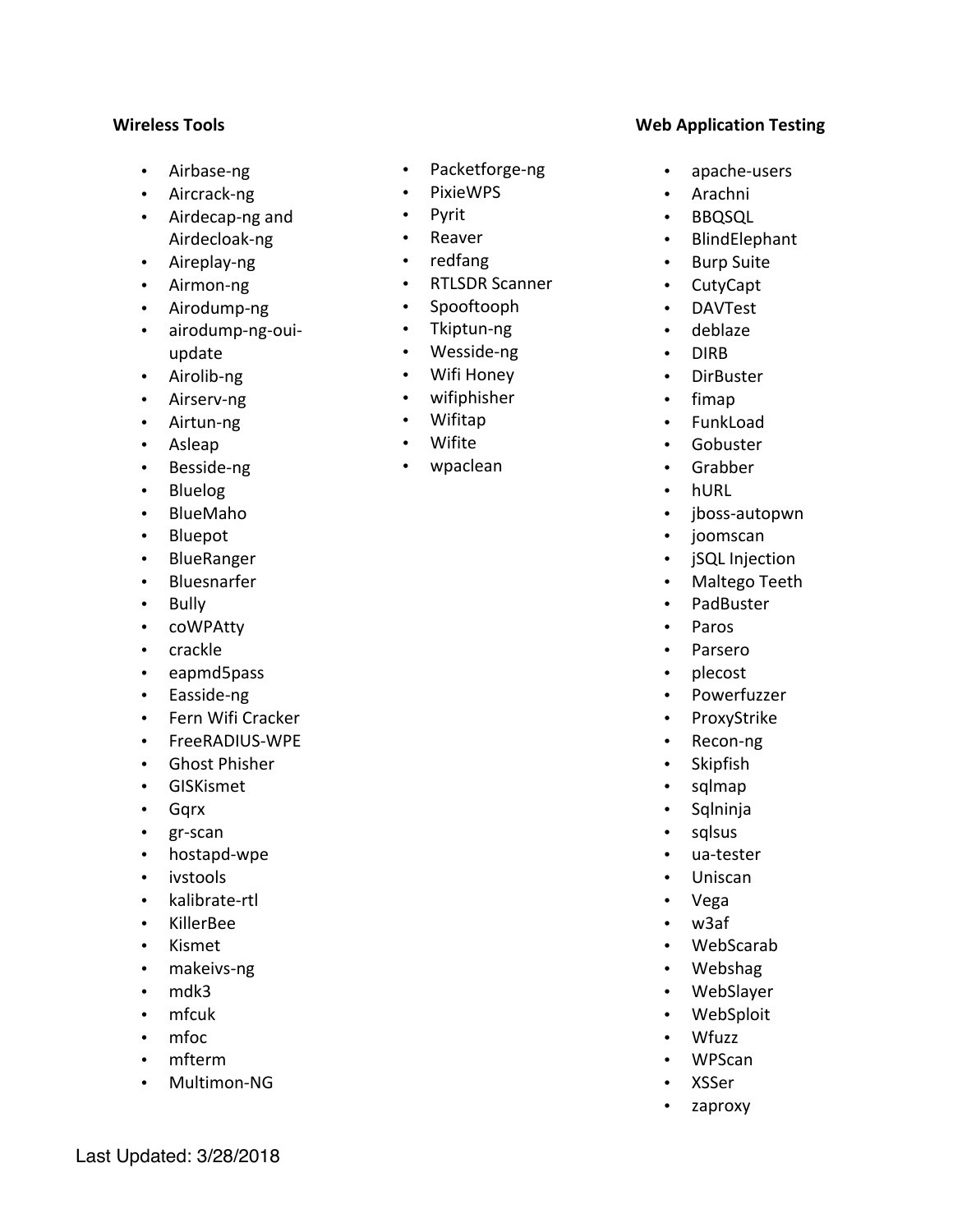**Wireless Tools**

- Airbase-ng
- Aircrack-ng
- Airdecap-ng and Airdecloak-ng
- Aireplay-ng
- Airmon-ng
- Airodump-ng
- airodump-ng-oui-update
- Airolib-ng
- Airserv-ng
- Airtun-ng
- Asleap
- Besside-ng
- Bluelog
- BlueMaho
- Bluepot
- BlueRanger
- Bluesnarfer
- Bully
- coWPAtty
- crackle
- eapmd5pass
- Easside-ng
- Fern Wifi Cracker
- FreeRADIUS-WPE
- Ghost Phisher
- GISKismet
- Gqrx
- gr-scan
- hostapd-wpe
- ivstools
- kalibrate-rtl
- KillerBee
- Kismet
- makeivs-ng
- mdk3
- mfcuk
- mfoc
- mfterm
- Multimon-NG
- Packetforge-ng
- PixieWPS
- Pyrit
- Reaver
- redfang
- RTLSDR Scanner
- Spooftooph
- Tkiptun-ng
- Wesside-ng
- Wifi Honey
- wifiphisher
- Wifitap
- Wifite
- wpaclean

**Web Application Testing**

- apache-users
- Arachni
- BBQSQL
- BlindElephant
- Burp Suite
- CutyCapt
- DAVTest
- deblaze
- DIRB
- DirBuster
- fimap
- FunkLoad
- Gobuster
- Grabber
- hURL
- jboss-autopwn
- joomscan
- jSQL Injection
- Maltego Teeth
- PadBuster
- Paros
- Parsero
- plecost
- Powerfuzzer
- ProxyStrike
- Recon-ng
- Skipfish
- sqlmap
- Sqlninja
- sqlsus
- ua-tester
- Uniscan
- Vega
- w3af
- WebScarab
- Webshag
- WebSlayer
- WebSploit
- Wfuzz
- WPScan
- XSSer
- zaproxy

Last Updated: 3/28/2018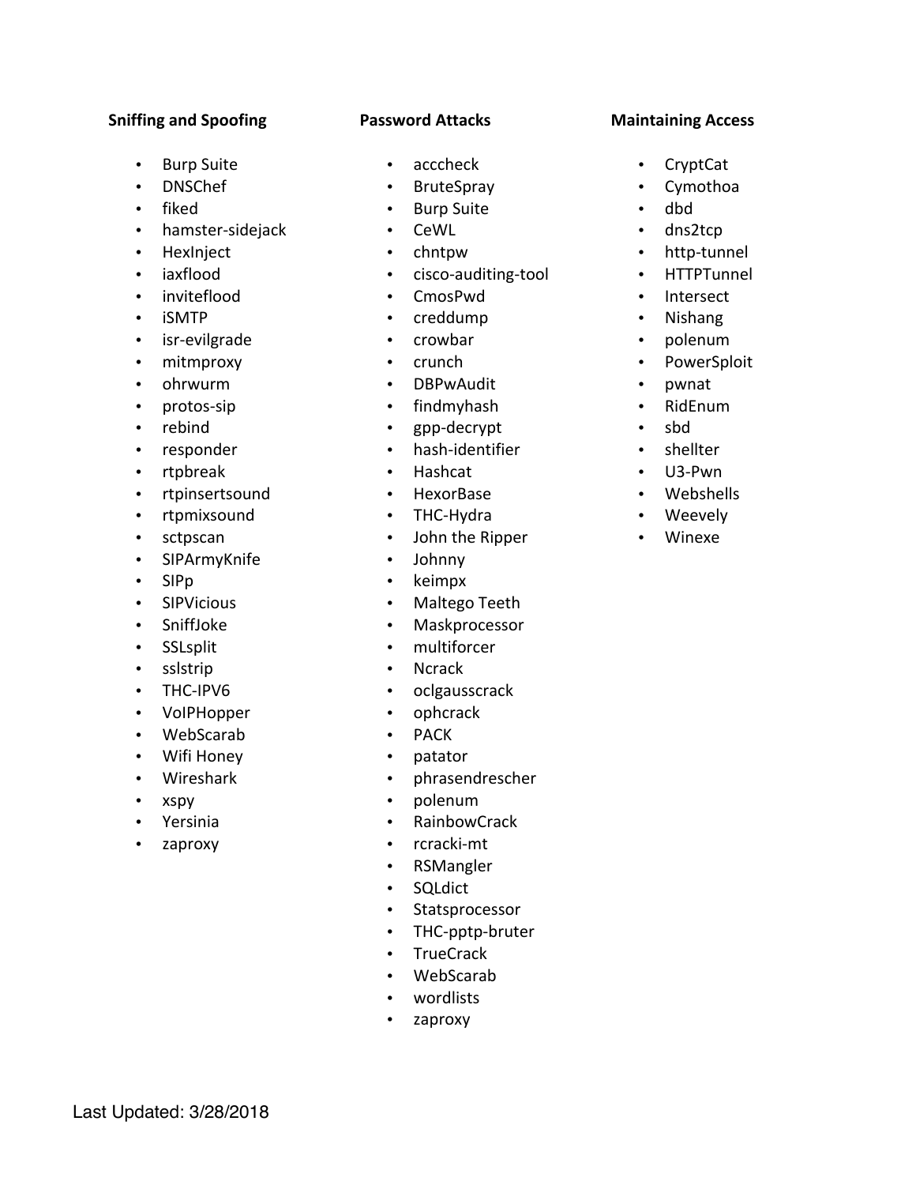### Sniffing and Spoofing

- Burp Suite
- DNSChef
- fiked
- hamster-sidejack
- HexInject
- iaxflood
- inviteflood
- iSMTP
- isr-evilgrade
- mitmproxy
- ohrwurm
- protos-sip
- rebind
- responder
- rtpbreak
- rtpinsertsound
- rtpmixsound
- sctpscan
- SIPArmyKnife
- SIPp
- SIPVicious
- SniffJoke
- SSLsplit
- sslstrip
- THC-IPV6
- VoIPHopper
- WebScarab
- Wifi Honey
- Wireshark
- xspy
- Yersinia
- zaproxy

### Password Attacks

- acccheck
- BruteSpray
- Burp Suite
- CeWL
- chntpw
- cisco-auditing-tool
- CmosPwd
- creddump
- crowbar
- crunch
- DBPwAudit
- findmyhash
- gpp-decrypt
- hash-identifier
- Hashcat
- HexorBase
- THC-Hydra
- John the Ripper
- Johnny
- keimpx
- Maltego Teeth
- Maskprocessor
- multiforcer
- Ncrack
- oclgausscrack
- ophcrack
- PACK
- patator
- phrasendrescher
- polenum
- RainbowCrack
- rcracki-mt
- RSMangler
- SQLdict
- Statsprocessor
- THC-pptp-bruter
- TrueCrack
- WebScarab
- wordlists
- zaproxy

### Maintaining Access

- CryptCat
- Cymothoa
- dbd
- dns2tcp
- http-tunnel
- HTTPTunnel
- Intersect
- Nishang
- polenum
- PowerSploit
- pwnat
- RidEnum
- sbd
- shellter
- U3-Pwn
- Webshells
- Weevely
- Winexe

Last Updated: 3/28/2018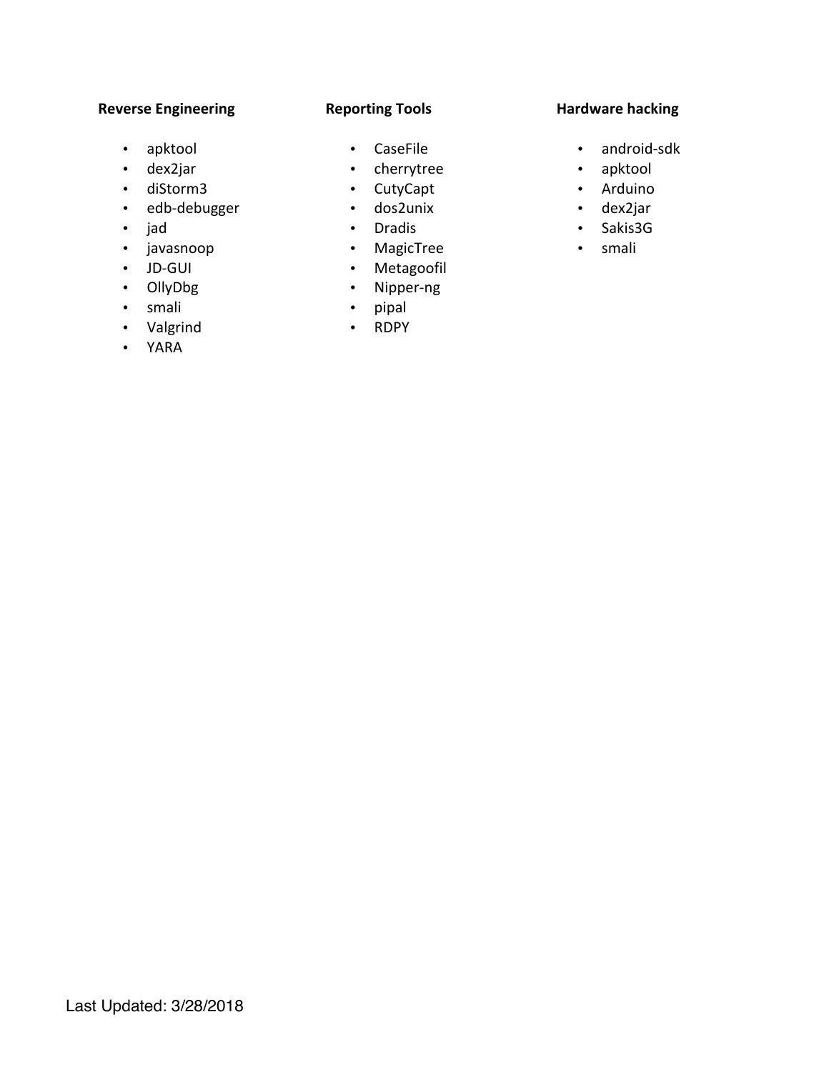**Reverse Engineering**

- apktool
- dex2jar
- diStorm3
- edb-debugger
- jad
- javasnoop
- JD-GUI
- OllyDbg
- smali
- Valgrind
- YARA

**Reporting Tools**

- CaseFile
- cherrytree
- CutyCapt
- dos2unix
- Dradis
- MagicTree
- Metagoofil
- Nipper-ng
- pipal
- RDPY

**Hardware hacking**

- android-sdk
- apktool
- Arduino
- dex2jar
- Sakis3G
- smali

Last Updated: 3/28/2018